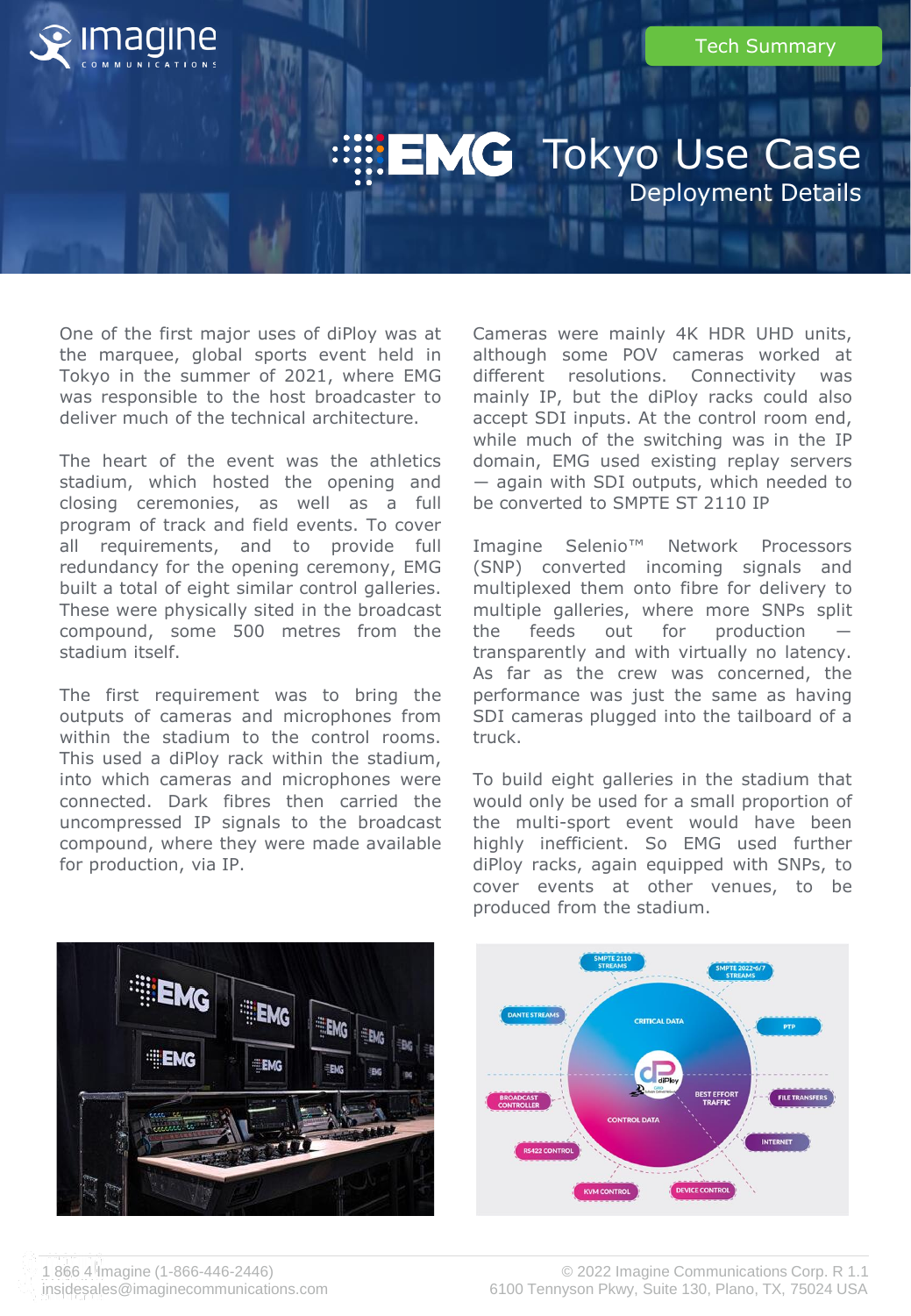Tech Summary

# EMG Tokyo Use Case

## Deployment Details

One of the first major uses of diPloy was at the marquee, global sports event held in Tokyo in the summer of 2021, where EMG was responsible to the host broadcaster to deliver much of the technical architecture.

The heart of the event was the athletics stadium, which hosted the opening and closing ceremonies, as well as a full program of track and field events. To cover all requirements, and to provide full redundancy for the opening ceremony, EMG built a total of eight similar control galleries. These were physically sited in the broadcast compound, some 500 metres from the stadium itself.

The first requirement was to bring the outputs of cameras and microphones from within the stadium to the control rooms. This used a diPloy rack within the stadium, into which cameras and microphones were connected. Dark fibres then carried the uncompressed IP signals to the broadcast compound, where they were made available for production, via IP.

Cameras were mainly 4K HDR UHD units, although some POV cameras worked at different resolutions. Connectivity was mainly IP, but the diPloy racks could also accept SDI inputs. At the control room end, while much of the switching was in the IP domain, EMG used existing replay servers — again with SDI outputs, which needed to be converted to SMPTE ST 2110 IP

Imagine Selenio™ Network Processors (SNP) converted incoming signals and multiplexed them onto fibre for delivery to multiple galleries, where more SNPs split the feeds out for production — transparently and with virtually no latency. As far as the crew was concerned, the performance was just the same as having SDI cameras plugged into the tailboard of a truck.

To build eight galleries in the stadium that would only be used for a small proportion of the multi-sport event would have been highly inefficient. So EMG used further diPloy racks, again equipped with SNPs, to cover events at other venues, to be produced from the stadium.

1 866 4 Imagine (1-866-446-2446)
insidesales@imaginecommunications.com

© 2022 Imagine Communications Corp. R 1.1
6100 Tennyson Pkwy, Suite 130, Plano, TX, 75024 USA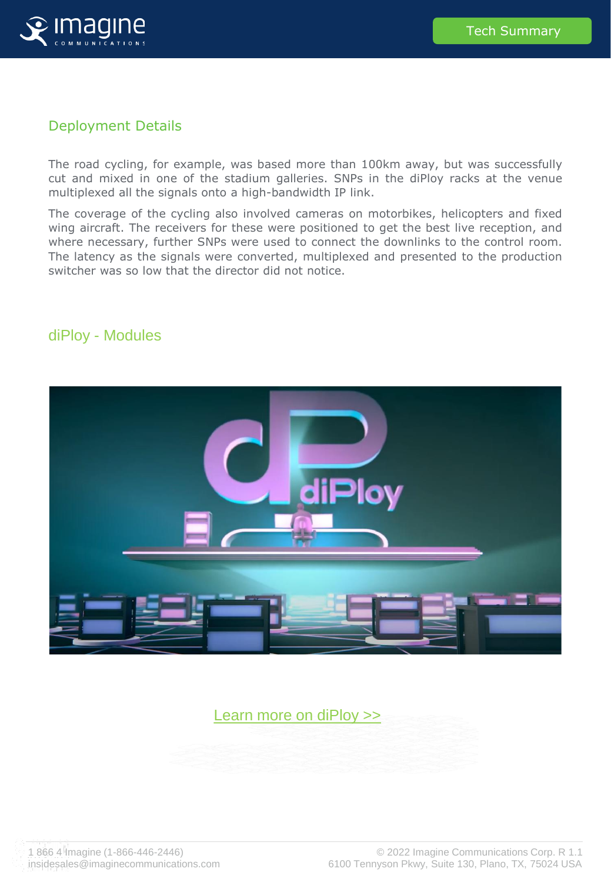## Deployment Details

The road cycling, for example, was based more than 100km away, but was successfully cut and mixed in one of the stadium galleries. SNPs in the diPloy racks at the venue multiplexed all the signals onto a high-bandwidth IP link.

The coverage of the cycling also involved cameras on motorbikes, helicopters and fixed wing aircraft. The receivers for these were positioned to get the best live reception, and where necessary, further SNPs were used to connect the downlinks to the control room. The latency as the signals were converted, multiplexed and presented to the production switcher was so low that the director did not notice.

## diPloy - Modules

Learn more on diPloy >>